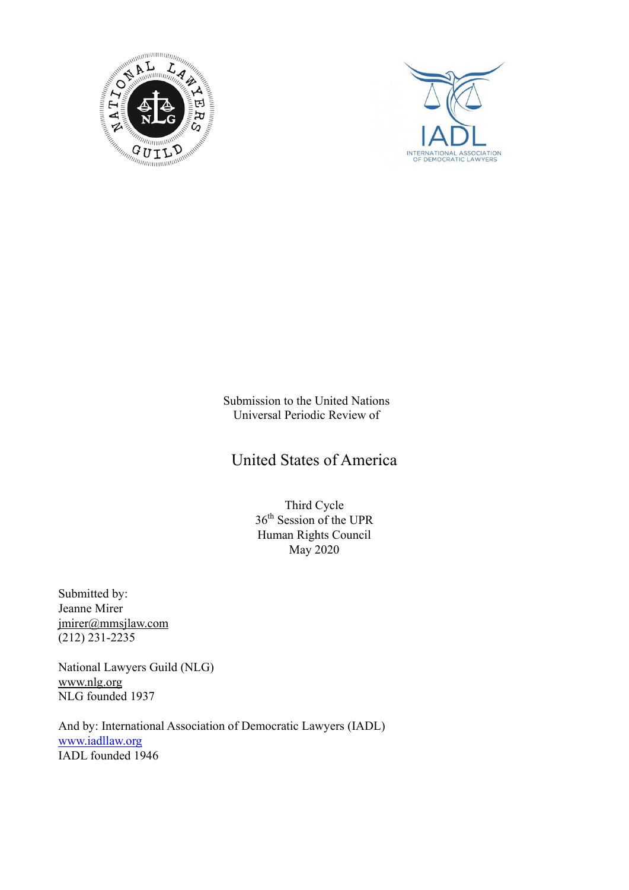Submission to the United Nations
Universal Periodic Review of

# United States of America

Third Cycle
36th Session of the UPR
Human Rights Council
May 2020

Submitted by:
Jeanne Mirer
jmirer@mmsjlaw.com
(212) 231-2235

National Lawyers Guild (NLG)
www.nlg.org
NLG founded 1937

And by: International Association of Democratic Lawyers (IADL)
www.iadllaw.org
IADL founded 1946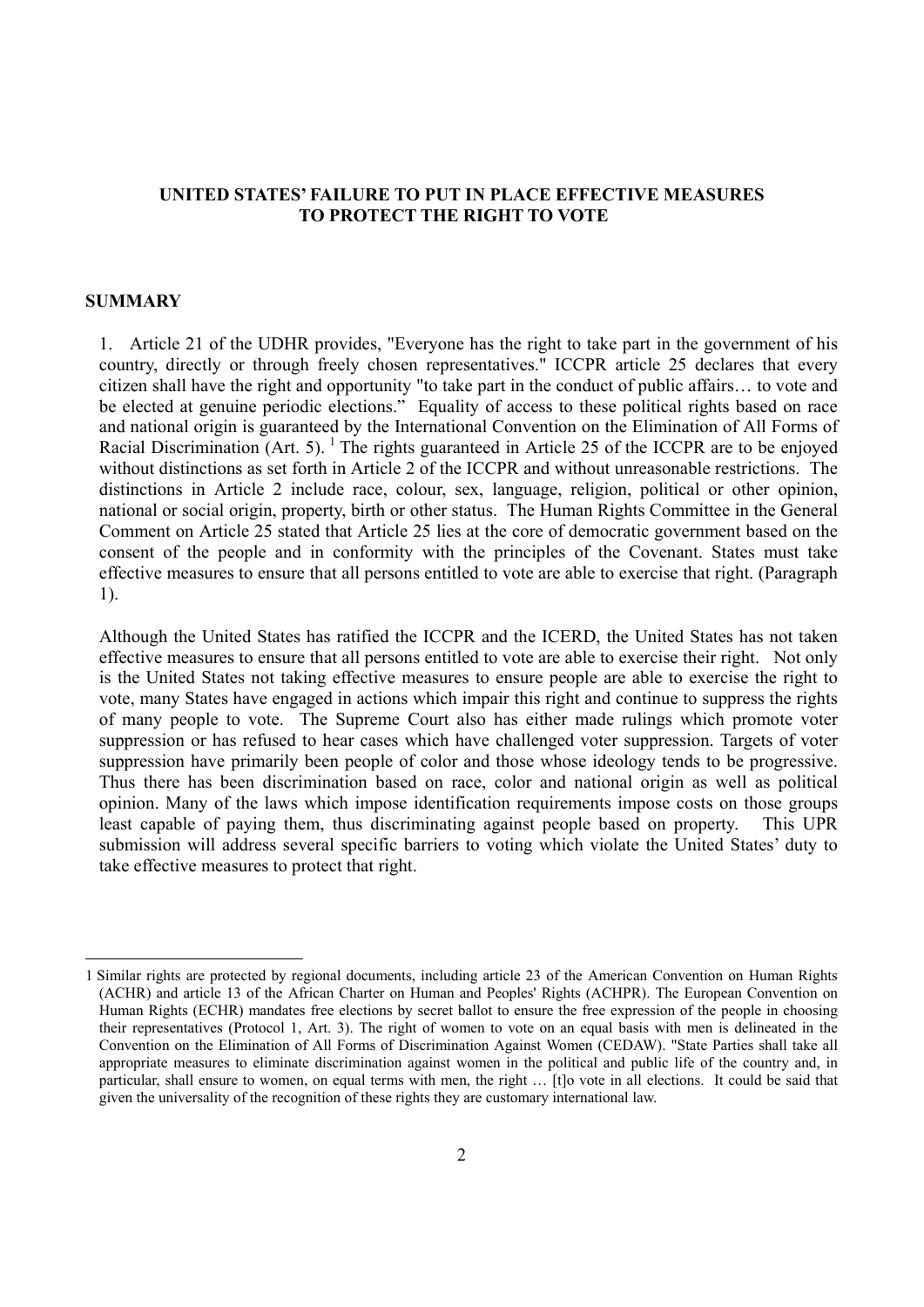**UNITED STATES' FAILURE TO PUT IN PLACE EFFECTIVE MEASURES TO PROTECT THE RIGHT TO VOTE**

## SUMMARY

1. Article 21 of the UDHR provides, "Everyone has the right to take part in the government of his country, directly or through freely chosen representatives." ICCPR article 25 declares that every citizen shall have the right and opportunity "to take part in the conduct of public affairs… to vote and be elected at genuine periodic elections." Equality of access to these political rights based on race and national origin is guaranteed by the International Convention on the Elimination of All Forms of Racial Discrimination (Art. 5). [1] The rights guaranteed in Article 25 of the ICCPR are to be enjoyed without distinctions as set forth in Article 2 of the ICCPR and without unreasonable restrictions. The distinctions in Article 2 include race, colour, sex, language, religion, political or other opinion, national or social origin, property, birth or other status. The Human Rights Committee in the General Comment on Article 25 stated that Article 25 lies at the core of democratic government based on the consent of the people and in conformity with the principles of the Covenant. States must take effective measures to ensure that all persons entitled to vote are able to exercise that right. (Paragraph 1).

Although the United States has ratified the ICCPR and the ICERD, the United States has not taken effective measures to ensure that all persons entitled to vote are able to exercise their right. Not only is the United States not taking effective measures to ensure people are able to exercise the right to vote, many States have engaged in actions which impair this right and continue to suppress the rights of many people to vote. The Supreme Court also has either made rulings which promote voter suppression or has refused to hear cases which have challenged voter suppression. Targets of voter suppression have primarily been people of color and those whose ideology tends to be progressive. Thus there has been discrimination based on race, color and national origin as well as political opinion. Many of the laws which impose identification requirements impose costs on those groups least capable of paying them, thus discriminating against people based on property. This UPR submission will address several specific barriers to voting which violate the United States' duty to take effective measures to protect that right.

---

1 Similar rights are protected by regional documents, including article 23 of the American Convention on Human Rights (ACHR) and article 13 of the African Charter on Human and Peoples' Rights (ACHPR). The European Convention on Human Rights (ECHR) mandates free elections by secret ballot to ensure the free expression of the people in choosing their representatives (Protocol 1, Art. 3). The right of women to vote on an equal basis with men is delineated in the Convention on the Elimination of All Forms of Discrimination Against Women (CEDAW). "State Parties shall take all appropriate measures to eliminate discrimination against women in the political and public life of the country and, in particular, shall ensure to women, on equal terms with men, the right … [t]o vote in all elections. It could be said that given the universality of the recognition of these rights they are customary international law.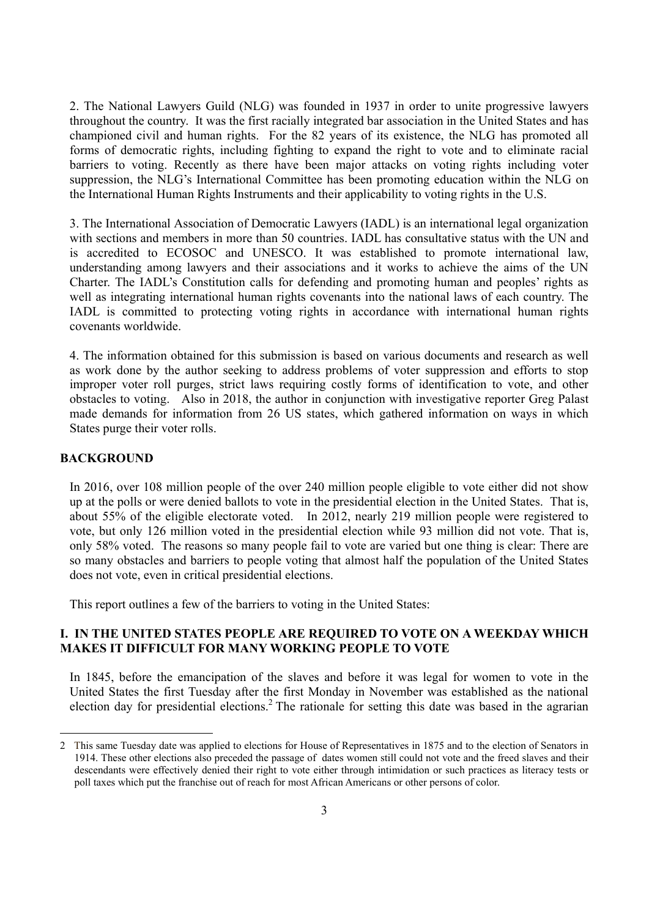2. The National Lawyers Guild (NLG) was founded in 1937 in order to unite progressive lawyers throughout the country. It was the first racially integrated bar association in the United States and has championed civil and human rights. For the 82 years of its existence, the NLG has promoted all forms of democratic rights, including fighting to expand the right to vote and to eliminate racial barriers to voting. Recently as there have been major attacks on voting rights including voter suppression, the NLG's International Committee has been promoting education within the NLG on the International Human Rights Instruments and their applicability to voting rights in the U.S.

3. The International Association of Democratic Lawyers (IADL) is an international legal organization with sections and members in more than 50 countries. IADL has consultative status with the UN and is accredited to ECOSOC and UNESCO. It was established to promote international law, understanding among lawyers and their associations and it works to achieve the aims of the UN Charter. The IADL's Constitution calls for defending and promoting human and peoples' rights as well as integrating international human rights covenants into the national laws of each country. The IADL is committed to protecting voting rights in accordance with international human rights covenants worldwide.

4. The information obtained for this submission is based on various documents and research as well as work done by the author seeking to address problems of voter suppression and efforts to stop improper voter roll purges, strict laws requiring costly forms of identification to vote, and other obstacles to voting. Also in 2018, the author in conjunction with investigative reporter Greg Palast made demands for information from 26 US states, which gathered information on ways in which States purge their voter rolls.

**BACKGROUND**

In 2016, over 108 million people of the over 240 million people eligible to vote either did not show up at the polls or were denied ballots to vote in the presidential election in the United States. That is, about 55% of the eligible electorate voted. In 2012, nearly 219 million people were registered to vote, but only 126 million voted in the presidential election while 93 million did not vote. That is, only 58% voted. The reasons so many people fail to vote are varied but one thing is clear: There are so many obstacles and barriers to people voting that almost half the population of the United States does not vote, even in critical presidential elections.

This report outlines a few of the barriers to voting in the United States:

## I. IN THE UNITED STATES PEOPLE ARE REQUIRED TO VOTE ON A WEEKDAY WHICH MAKES IT DIFFICULT FOR MANY WORKING PEOPLE TO VOTE

In 1845, before the emancipation of the slaves and before it was legal for women to vote in the United States the first Tuesday after the first Monday in November was established as the national election day for presidential elections.[2] The rationale for setting this date was based in the agrarian

---

2 This same Tuesday date was applied to elections for House of Representatives in 1875 and to the election of Senators in 1914. These other elections also preceded the passage of dates women still could not vote and the freed slaves and their descendants were effectively denied their right to vote either through intimidation or such practices as literacy tests or poll taxes which put the franchise out of reach for most African Americans or other persons of color.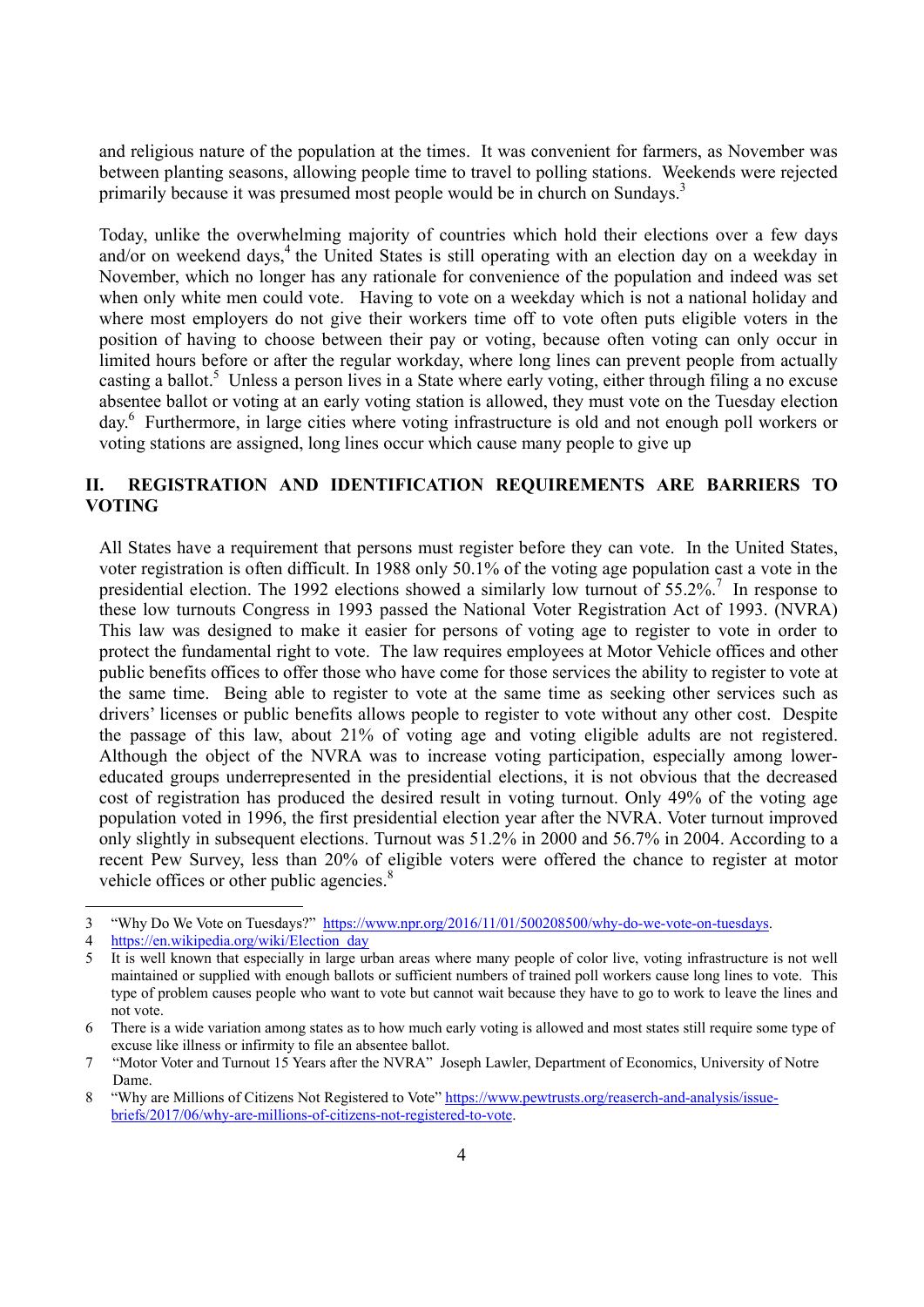and religious nature of the population at the times. It was convenient for farmers, as November was between planting seasons, allowing people time to travel to polling stations. Weekends were rejected primarily because it was presumed most people would be in church on Sundays.[3]

Today, unlike the overwhelming majority of countries which hold their elections over a few days and/or on weekend days,[4] the United States is still operating with an election day on a weekday in November, which no longer has any rationale for convenience of the population and indeed was set when only white men could vote. Having to vote on a weekday which is not a national holiday and where most employers do not give their workers time off to vote often puts eligible voters in the position of having to choose between their pay or voting, because often voting can only occur in limited hours before or after the regular workday, where long lines can prevent people from actually casting a ballot.[5] Unless a person lives in a State where early voting, either through filing a no excuse absentee ballot or voting at an early voting station is allowed, they must vote on the Tuesday election day.[6] Furthermore, in large cities where voting infrastructure is old and not enough poll workers or voting stations are assigned, long lines occur which cause many people to give up

## II. REGISTRATION AND IDENTIFICATION REQUIREMENTS ARE BARRIERS TO VOTING

All States have a requirement that persons must register before they can vote. In the United States, voter registration is often difficult. In 1988 only 50.1% of the voting age population cast a vote in the presidential election. The 1992 elections showed a similarly low turnout of 55.2%.[7] In response to these low turnouts Congress in 1993 passed the National Voter Registration Act of 1993. (NVRA) This law was designed to make it easier for persons of voting age to register to vote in order to protect the fundamental right to vote. The law requires employees at Motor Vehicle offices and other public benefits offices to offer those who have come for those services the ability to register to vote at the same time. Being able to register to vote at the same time as seeking other services such as drivers' licenses or public benefits allows people to register to vote without any other cost. Despite the passage of this law, about 21% of voting age and voting eligible adults are not registered. Although the object of the NVRA was to increase voting participation, especially among lower-educated groups underrepresented in the presidential elections, it is not obvious that the decreased cost of registration has produced the desired result in voting turnout. Only 49% of the voting age population voted in 1996, the first presidential election year after the NVRA. Voter turnout improved only slightly in subsequent elections. Turnout was 51.2% in 2000 and 56.7% in 2004. According to a recent Pew Survey, less than 20% of eligible voters were offered the chance to register at motor vehicle offices or other public agencies.[8]

---

3 "Why Do We Vote on Tuesdays?" https://www.npr.org/2016/11/01/500208500/why-do-we-vote-on-tuesdays.

4 https://en.wikipedia.org/wiki/Election_day

5 It is well known that especially in large urban areas where many people of color live, voting infrastructure is not well maintained or supplied with enough ballots or sufficient numbers of trained poll workers cause long lines to vote. This type of problem causes people who want to vote but cannot wait because they have to go to work to leave the lines and not vote.

6 There is a wide variation among states as to how much early voting is allowed and most states still require some type of excuse like illness or infirmity to file an absentee ballot.

7 "Motor Voter and Turnout 15 Years after the NVRA" Joseph Lawler, Department of Economics, University of Notre Dame.

8 "Why are Millions of Citizens Not Registered to Vote" https://www.pewtrusts.org/reaserch-and-analysis/issue-briefs/2017/06/why-are-millions-of-citizens-not-registered-to-vote.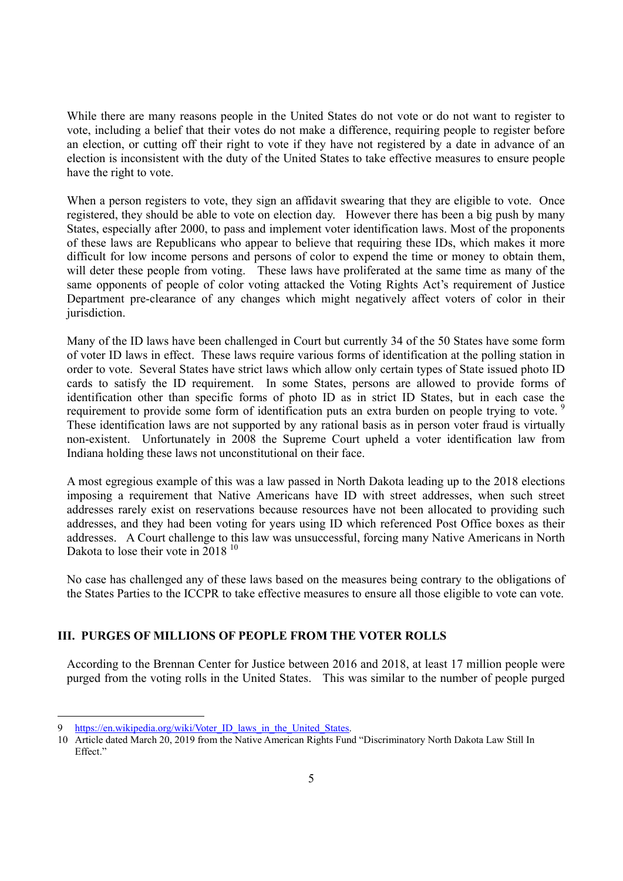While there are many reasons people in the United States do not vote or do not want to register to vote, including a belief that their votes do not make a difference, requiring people to register before an election, or cutting off their right to vote if they have not registered by a date in advance of an election is inconsistent with the duty of the United States to take effective measures to ensure people have the right to vote.

When a person registers to vote, they sign an affidavit swearing that they are eligible to vote. Once registered, they should be able to vote on election day. However there has been a big push by many States, especially after 2000, to pass and implement voter identification laws. Most of the proponents of these laws are Republicans who appear to believe that requiring these IDs, which makes it more difficult for low income persons and persons of color to expend the time or money to obtain them, will deter these people from voting. These laws have proliferated at the same time as many of the same opponents of people of color voting attacked the Voting Rights Act's requirement of Justice Department pre-clearance of any changes which might negatively affect voters of color in their jurisdiction.

Many of the ID laws have been challenged in Court but currently 34 of the 50 States have some form of voter ID laws in effect. These laws require various forms of identification at the polling station in order to vote. Several States have strict laws which allow only certain types of State issued photo ID cards to satisfy the ID requirement. In some States, persons are allowed to provide forms of identification other than specific forms of photo ID as in strict ID States, but in each case the requirement to provide some form of identification puts an extra burden on people trying to vote.[9] These identification laws are not supported by any rational basis as in person voter fraud is virtually non-existent. Unfortunately in 2008 the Supreme Court upheld a voter identification law from Indiana holding these laws not unconstitutional on their face.

A most egregious example of this was a law passed in North Dakota leading up to the 2018 elections imposing a requirement that Native Americans have ID with street addresses, when such street addresses rarely exist on reservations because resources have not been allocated to providing such addresses, and they had been voting for years using ID which referenced Post Office boxes as their addresses. A Court challenge to this law was unsuccessful, forcing many Native Americans in North Dakota to lose their vote in 2018 [10]

No case has challenged any of these laws based on the measures being contrary to the obligations of the States Parties to the ICCPR to take effective measures to ensure all those eligible to vote can vote.

## III. PURGES OF MILLIONS OF PEOPLE FROM THE VOTER ROLLS

According to the Brennan Center for Justice between 2016 and 2018, at least 17 million people were purged from the voting rolls in the United States. This was similar to the number of people purged

---

9 https://en.wikipedia.org/wiki/Voter_ID_laws_in_the_United_States.

10 Article dated March 20, 2019 from the Native American Rights Fund "Discriminatory North Dakota Law Still In Effect."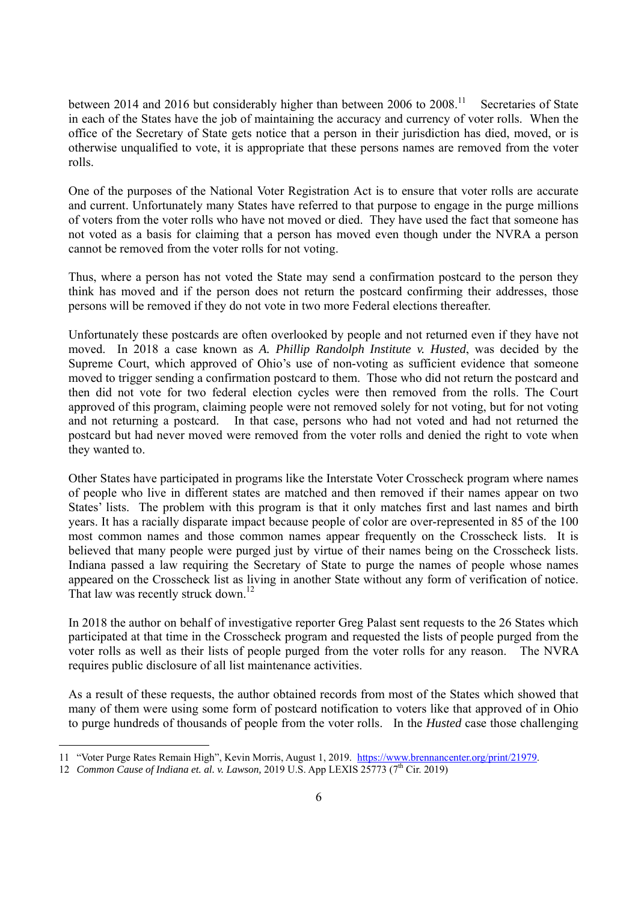between 2014 and 2016 but considerably higher than between 2006 to 2008.[11] Secretaries of State in each of the States have the job of maintaining the accuracy and currency of voter rolls. When the office of the Secretary of State gets notice that a person in their jurisdiction has died, moved, or is otherwise unqualified to vote, it is appropriate that these persons names are removed from the voter rolls.

One of the purposes of the National Voter Registration Act is to ensure that voter rolls are accurate and current. Unfortunately many States have referred to that purpose to engage in the purge millions of voters from the voter rolls who have not moved or died. They have used the fact that someone has not voted as a basis for claiming that a person has moved even though under the NVRA a person cannot be removed from the voter rolls for not voting.

Thus, where a person has not voted the State may send a confirmation postcard to the person they think has moved and if the person does not return the postcard confirming their addresses, those persons will be removed if they do not vote in two more Federal elections thereafter.

Unfortunately these postcards are often overlooked by people and not returned even if they have not moved. In 2018 a case known as *A. Phillip Randolph Institute v. Husted*, was decided by the Supreme Court, which approved of Ohio's use of non-voting as sufficient evidence that someone moved to trigger sending a confirmation postcard to them. Those who did not return the postcard and then did not vote for two federal election cycles were then removed from the rolls. The Court approved of this program, claiming people were not removed solely for not voting, but for not voting and not returning a postcard. In that case, persons who had not voted and had not returned the postcard but had never moved were removed from the voter rolls and denied the right to vote when they wanted to.

Other States have participated in programs like the Interstate Voter Crosscheck program where names of people who live in different states are matched and then removed if their names appear on two States' lists. The problem with this program is that it only matches first and last names and birth years. It has a racially disparate impact because people of color are over-represented in 85 of the 100 most common names and those common names appear frequently on the Crosscheck lists. It is believed that many people were purged just by virtue of their names being on the Crosscheck lists. Indiana passed a law requiring the Secretary of State to purge the names of people whose names appeared on the Crosscheck list as living in another State without any form of verification of notice. That law was recently struck down.[12]

In 2018 the author on behalf of investigative reporter Greg Palast sent requests to the 26 States which participated at that time in the Crosscheck program and requested the lists of people purged from the voter rolls as well as their lists of people purged from the voter rolls for any reason. The NVRA requires public disclosure of all list maintenance activities.

As a result of these requests, the author obtained records from most of the States which showed that many of them were using some form of postcard notification to voters like that approved of in Ohio to purge hundreds of thousands of people from the voter rolls. In the *Husted* case those challenging

---

11 "Voter Purge Rates Remain High", Kevin Morris, August 1, 2019. https://www.brennancenter.org/print/21979.

12 *Common Cause of Indiana et. al. v. Lawson,* 2019 U.S. App LEXIS 25773 (7th Cir. 2019)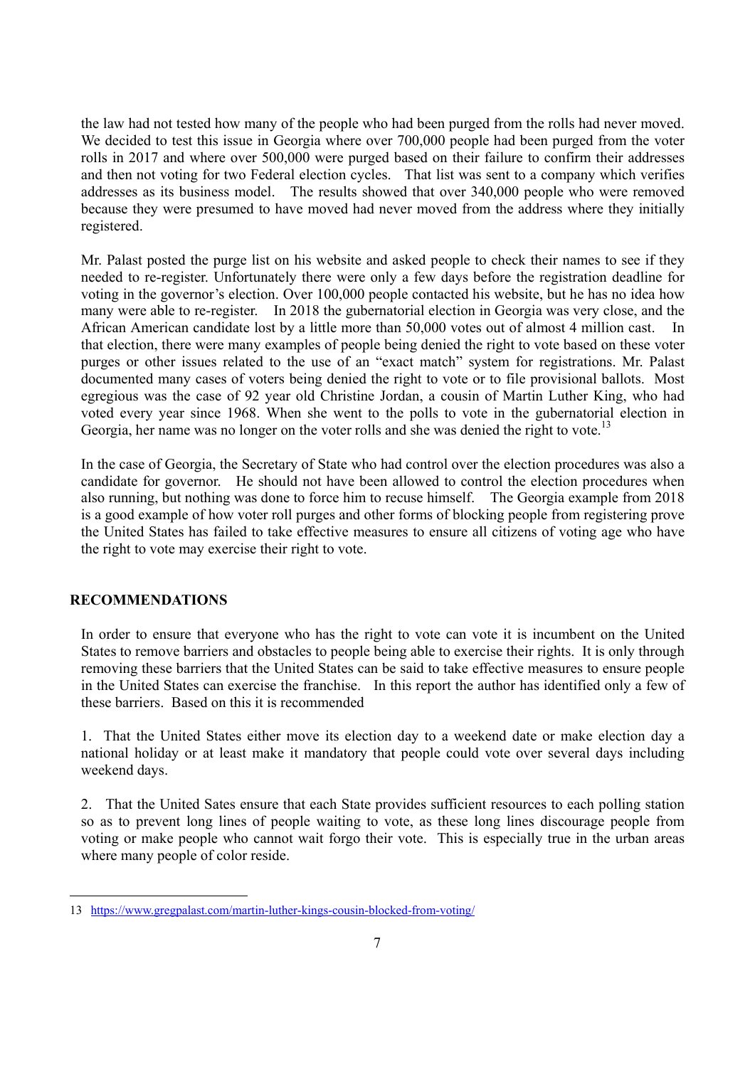the law had not tested how many of the people who had been purged from the rolls had never moved. We decided to test this issue in Georgia where over 700,000 people had been purged from the voter rolls in 2017 and where over 500,000 were purged based on their failure to confirm their addresses and then not voting for two Federal election cycles. That list was sent to a company which verifies addresses as its business model. The results showed that over 340,000 people who were removed because they were presumed to have moved had never moved from the address where they initially registered.

Mr. Palast posted the purge list on his website and asked people to check their names to see if they needed to re-register. Unfortunately there were only a few days before the registration deadline for voting in the governor's election. Over 100,000 people contacted his website, but he has no idea how many were able to re-register. In 2018 the gubernatorial election in Georgia was very close, and the African American candidate lost by a little more than 50,000 votes out of almost 4 million cast. In that election, there were many examples of people being denied the right to vote based on these voter purges or other issues related to the use of an "exact match" system for registrations. Mr. Palast documented many cases of voters being denied the right to vote or to file provisional ballots. Most egregious was the case of 92 year old Christine Jordan, a cousin of Martin Luther King, who had voted every year since 1968. When she went to the polls to vote in the gubernatorial election in Georgia, her name was no longer on the voter rolls and she was denied the right to vote.[13]

In the case of Georgia, the Secretary of State who had control over the election procedures was also a candidate for governor. He should not have been allowed to control the election procedures when also running, but nothing was done to force him to recuse himself. The Georgia example from 2018 is a good example of how voter roll purges and other forms of blocking people from registering prove the United States has failed to take effective measures to ensure all citizens of voting age who have the right to vote may exercise their right to vote.

## RECOMMENDATIONS

In order to ensure that everyone who has the right to vote can vote it is incumbent on the United States to remove barriers and obstacles to people being able to exercise their rights. It is only through removing these barriers that the United States can be said to take effective measures to ensure people in the United States can exercise the franchise. In this report the author has identified only a few of these barriers. Based on this it is recommended

1. That the United States either move its election day to a weekend date or make election day a national holiday or at least make it mandatory that people could vote over several days including weekend days.

2. That the United Sates ensure that each State provides sufficient resources to each polling station so as to prevent long lines of people waiting to vote, as these long lines discourage people from voting or make people who cannot wait forgo their vote. This is especially true in the urban areas where many people of color reside.

---

13 https://www.gregpalast.com/martin-luther-kings-cousin-blocked-from-voting/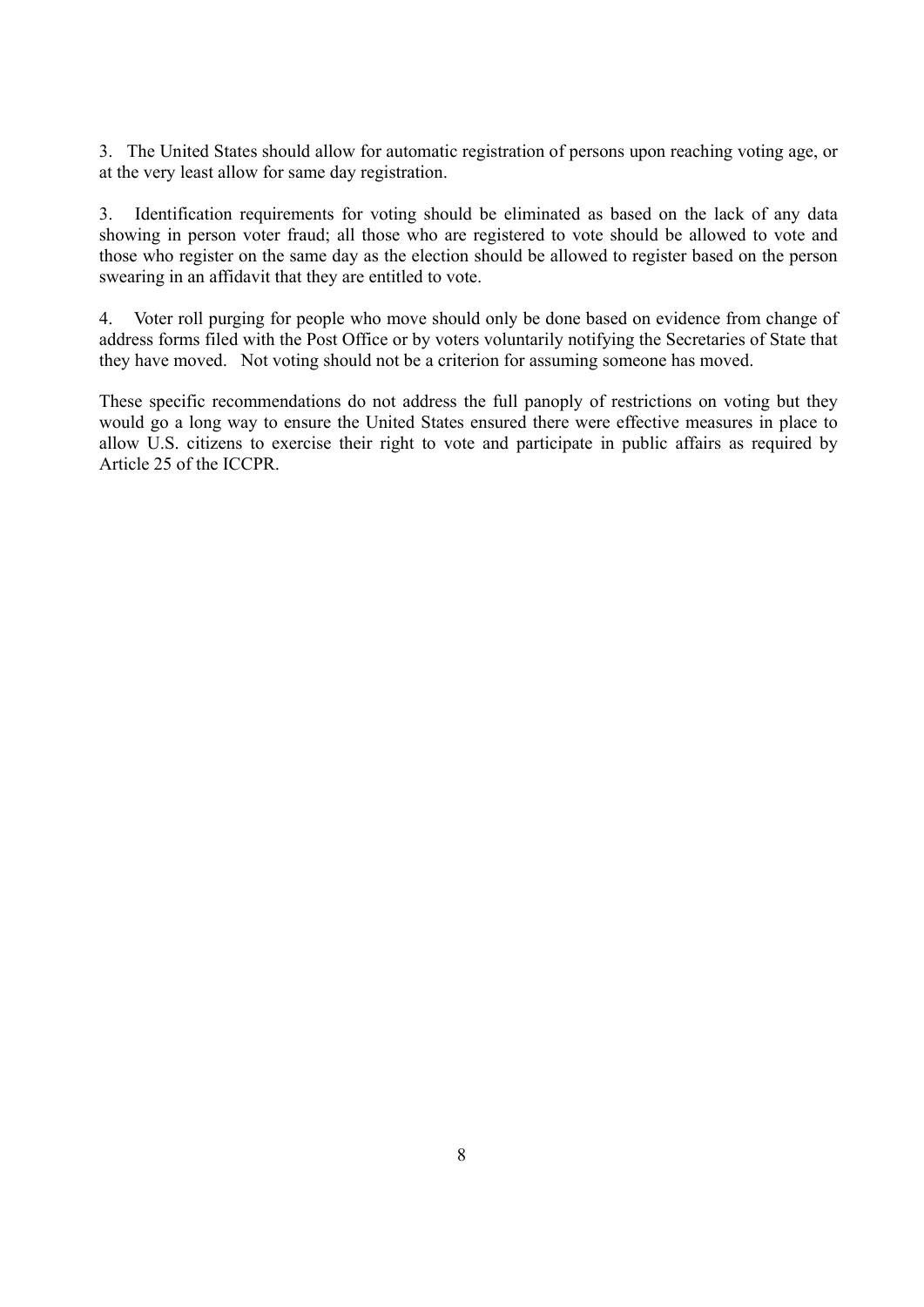3. The United States should allow for automatic registration of persons upon reaching voting age, or at the very least allow for same day registration.

3. Identification requirements for voting should be eliminated as based on the lack of any data showing in person voter fraud; all those who are registered to vote should be allowed to vote and those who register on the same day as the election should be allowed to register based on the person swearing in an affidavit that they are entitled to vote.

4. Voter roll purging for people who move should only be done based on evidence from change of address forms filed with the Post Office or by voters voluntarily notifying the Secretaries of State that they have moved. Not voting should not be a criterion for assuming someone has moved.

These specific recommendations do not address the full panoply of restrictions on voting but they would go a long way to ensure the United States ensured there were effective measures in place to allow U.S. citizens to exercise their right to vote and participate in public affairs as required by Article 25 of the ICCPR.